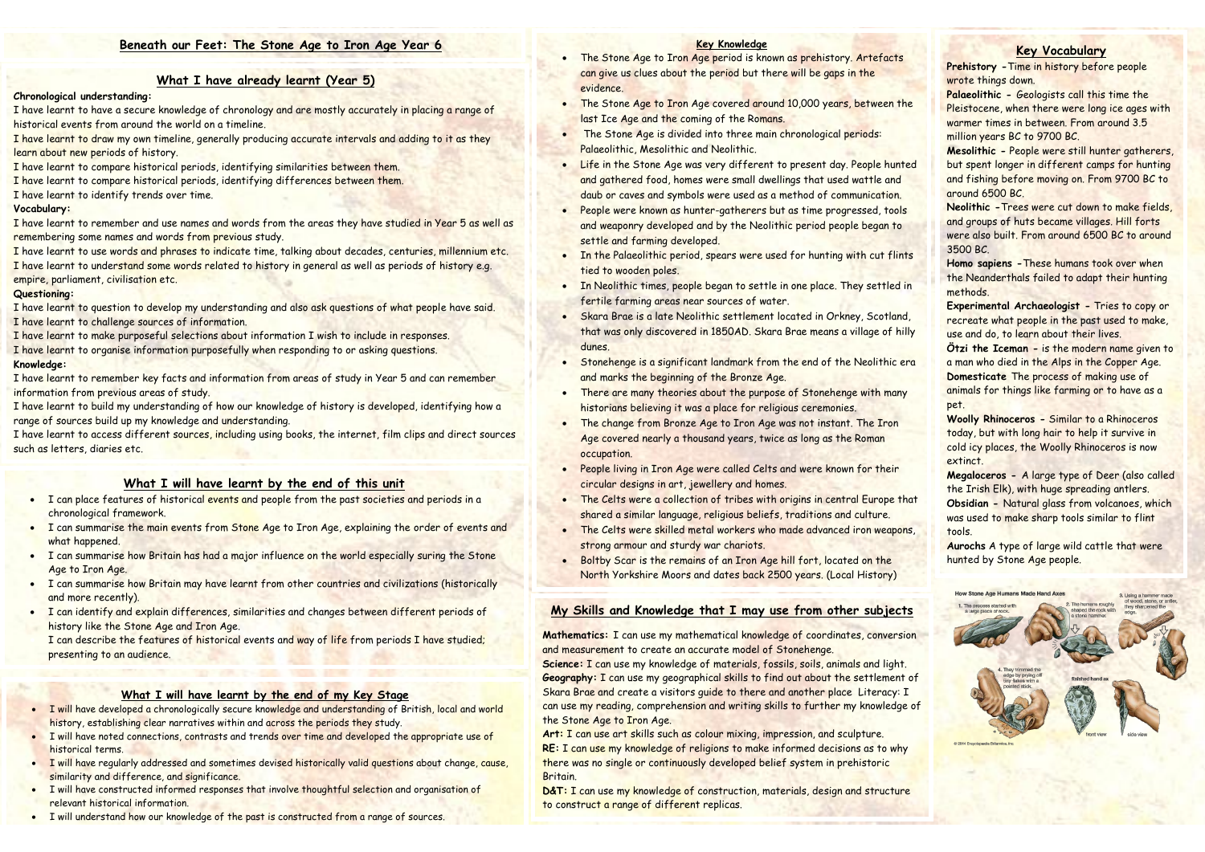# Beneath our Feet: The Stone Age to Iron Age Year 6

## What I have already learnt (Year 5)

**Chronological understanding:**

I have learnt to have a secure knowledge of chronology and are mostly accurately in placing a range of historical events from around the world on a timeline.

I have learnt to draw my own timeline, generally producing accurate intervals and adding to it as they learn about new periods of history.

I have learnt to compare historical periods, identifying similarities between them.

I have learnt to compare historical periods, identifying differences between them.

I have learnt to identify trends over time.

**Vocabulary:**

I have learnt to remember and use names and words from the areas they have studied in Year 5 as well as remembering some names and words from previous study.

I have learnt to use words and phrases to indicate time, talking about decades, centuries, millennium etc.

I have learnt to understand some words related to history in general as well as periods of history e.g. empire, parliament, civilisation etc.

**Questioning:**

I have learnt to question to develop my understanding and also ask questions of what people have said.

I have learnt to challenge sources of information.

I have learnt to make purposeful selections about information I wish to include in responses.

I have learnt to organise information purposefully when responding to or asking questions.

**Knowledge:**

I have learnt to remember key facts and information from areas of study in Year 5 and can remember information from previous areas of study.

I have learnt to build my understanding of how our knowledge of history is developed, identifying how a range of sources build up my knowledge and understanding.

I have learnt to access different sources, including using books, the internet, film clips and direct sources such as letters, diaries etc.

## What I will have learnt by the end of this unit

- I can place features of historical events and people from the past societies and periods in a chronological framework.
- I can summarise the main events from Stone Age to Iron Age, explaining the order of events and what happened.
- I can summarise how Britain has had a major influence on the world especially suring the Stone Age to Iron Age.
- I can summarise how Britain may have learnt from other countries and civilizations (historically and more recently).
- I can identify and explain differences, similarities and changes between different periods of history like the Stone Age and Iron Age.

  I can describe the features of historical events and way of life from periods I have studied; presenting to an audience.

## What I will have learnt by the end of my Key Stage

- I will have developed a chronologically secure knowledge and understanding of British, local and world history, establishing clear narratives within and across the periods they study.
- I will have noted connections, contrasts and trends over time and developed the appropriate use of historical terms.
- I will have regularly addressed and sometimes devised historically valid questions about change, cause, similarity and difference, and significance.
- I will have constructed informed responses that involve thoughtful selection and organisation of relevant historical information.
- I will understand how our knowledge of the past is constructed from a range of sources.

## Key Knowledge

- The Stone Age to Iron Age period is known as prehistory. Artefacts can give us clues about the period but there will be gaps in the evidence.
- The Stone Age to Iron Age covered around 10,000 years, between the last Ice Age and the coming of the Romans.
- The Stone Age is divided into three main chronological periods: Palaeolithic, Mesolithic and Neolithic.
- Life in the Stone Age was very different to present day. People hunted and gathered food, homes were small dwellings that used wattle and daub or caves and symbols were used as a method of communication.
- People were known as hunter-gatherers but as time progressed, tools and weaponry developed and by the Neolithic period people began to settle and farming developed.
- In the Palaeolithic period, spears were used for hunting with cut flints tied to wooden poles.
- In Neolithic times, people began to settle in one place. They settled in fertile farming areas near sources of water.
- Skara Brae is a late Neolithic settlement located in Orkney, Scotland, that was only discovered in 1850AD. Skara Brae means a village of hilly dunes.
- Stonehenge is a significant landmark from the end of the Neolithic era and marks the beginning of the Bronze Age.
- There are many theories about the purpose of Stonehenge with many historians believing it was a place for religious ceremonies.
- The change from Bronze Age to Iron Age was not instant. The Iron Age covered nearly a thousand years, twice as long as the Roman occupation.
- People living in Iron Age were called Celts and were known for their circular designs in art, jewellery and homes.
- The Celts were a collection of tribes with origins in central Europe that shared a similar language, religious beliefs, traditions and culture.
- The Celts were skilled metal workers who made advanced iron weapons, strong armour and sturdy war chariots.
- Boltby Scar is the remains of an Iron Age hill fort, located on the North Yorkshire Moors and dates back 2500 years. (Local History)

## My Skills and Knowledge that I may use from other subjects

**Mathematics:** I can use my mathematical knowledge of coordinates, conversion and measurement to create an accurate model of Stonehenge.

**Science:** I can use my knowledge of materials, fossils, soils, animals and light.

**Geography:** I can use my geographical skills to find out about the settlement of Skara Brae and create a visitors guide to there and another place Literacy: I can use my reading, comprehension and writing skills to further my knowledge of the Stone Age to Iron Age.

**Art:** I can use art skills such as colour mixing, impression, and sculpture.

**RE:** I can use my knowledge of religions to make informed decisions as to why there was no single or continuously developed belief system in prehistoric Britain.

**D&T:** I can use my knowledge of construction, materials, design and structure to construct a range of different replicas.

## Key Vocabulary

**Prehistory** - Time in history before people wrote things down.

**Palaeolithic** - Geologists call this time the Pleistocene, when there were long ice ages with warmer times in between. From around 3.5 million years BC to 9700 BC.

**Mesolithic** - People were still hunter gatherers, but spent longer in different camps for hunting and fishing before moving on. From 9700 BC to around 6500 BC.

**Neolithic** - Trees were cut down to make fields, and groups of huts became villages. Hill forts were also built. From around 6500 BC to around 3500 BC.

**Homo sapiens** - These humans took over when the Neanderthals failed to adapt their hunting methods.

**Experimental Archaeologist** - Tries to copy or recreate what people in the past used to make, use and do, to learn about their lives.

**Ötzi the Iceman** - is the modern name given to a man who died in the Alps in the Copper Age.

**Domesticate** The process of making use of animals for things like farming or to have as a pet.

**Woolly Rhinoceros** - Similar to a Rhinoceros today, but with long hair to help it survive in cold icy places, the Woolly Rhinoceros is now extinct.

**Megaloceros** - A large type of Deer (also called the Irish Elk), with huge spreading antlers.

**Obsidian** - Natural glass from volcanoes, which was used to make sharp tools similar to flint tools.

**Aurochs** A type of large wild cattle that were hunted by Stone Age people.

How Stone Age Humans Made Hand Axes

1. The process started with a large piece of rock.

2. The humans roughly shaped the rock with a stone hammer.

3. Using a hammer made of wood, stone, or antler, they sharpened the edge.

4. They trimmed the edge by prying off tiny flakes with a pointed stick.

finished hand ax

front view

side view

© 2014 Encyclopædia Britannica, Inc.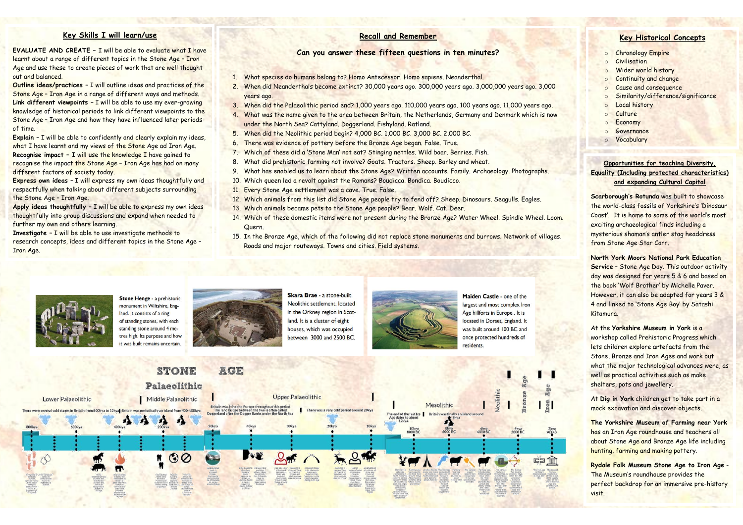## Key Skills I will learn/use

**EVALUATE AND CREATE** – I will be able to evaluate what I have learnt about a range of different topics in the Stone Age – Iron Age and use these to create pieces of work that are well thought out and balanced.

**Outline ideas/practices** – I will outline ideas and practices of the Stone Age – Iron Age in a range of different ways and methods.

**Link different viewpoints** – I will be able to use my ever-growing knowledge of historical periods to link different viewpoints to the Stone Age – Iron Age and how they have influenced later periods of time.

**Explain** – I will be able to confidently and clearly explain my ideas, what I have learnt and my views of the Stone Age ad Iron Age.

**Recognise impact** – I will use the knowledge I have gained to recognise the impact the Stone Age – Iron Age has had on many different factors of society today.

**Express own ideas** – I will express my own ideas thoughtfully and respectfully when talking about different subjects surrounding the Stone Age – Iron Age.

**Apply ideas thoughtfully** – I will be able to express my own ideas thoughtfully into group discussions and expand when needed to further my own and others learning.

**Investigate** – I will be able to use investigate methods to research concepts, ideas and different topics in the Stone Age – Iron Age.

## Recall and Remember

### Can you answer these fifteen questions in ten minutes?

1. What species do humans belong to? Homo Antecessor. Homo sapiens. Neanderthal.
2. When did Neanderthals become extinct? 30,000 years ago. 300,000 years ago. 3,000,000 years ago. 3,000 years ago.
3. When did the Palaeolithic period end? 1,000 years ago. 110,000 years ago. 100 years ago. 11,000 years ago.
4. What was the name given to the area between Britain, the Netherlands, Germany and Denmark which is now under the North Sea? Cattyland. Doggerland. Fishyland. Ratland.
5. When did the Neolithic period begin? 4,000 BC. 1,000 BC. 3,000 BC. 2,000 BC.
6. There was evidence of pottery before the Bronze Age began. False. True.
7. Which of these did a 'Stone Man' not eat? Stinging nettles. Wild boar. Berries. Fish.
8. What did prehistoric farming not involve? Goats. Tractors. Sheep. Barley and wheat.
9. What has enabled us to learn about the Stone Age? Written accounts. Family. Archaeology. Photographs.
10. Which queen led a revolt against the Romans? Boudicca. Bondica. Boudicco.
11. Every Stone Age settlement was a cave. True. False.
12. Which animals from this list did Stone Age people try to fend off? Sheep. Dinosaurs. Seagulls. Eagles.
13. Which animals became pets to the Stone Age people? Bear. Wolf. Cat. Deer.
14. Which of these domestic items were not present during the Bronze Age? Water Wheel. Spindle Wheel. Loom. Quern.
15. In the Bronze Age, which of the following did not replace stone monuments and burrows. Network of villages. Roads and major routeways. Towns and cities. Field systems.

## Key Historical Concepts

- Chronology Empire
- Civilisation
- Wider world history
- Continuity and change
- Cause and consequence
- Similarity/difference/significance
- Local history
- Culture
- Economy
- Governance
- Vocabulary

## Opportunities for teaching Diversity, Equality (Including protected characteristics) and expanding Cultural Capital

**Scarborough's Rotunda** was built to showcase the world-class fossils of Yorkshire's 'Dinosaur Coast'. It is home to some of the world's most exciting archaeological finds including a mysterious shaman's antler stag headdress from Stone Age Star Carr.

**North York Moors National Park Education Service** – Stone Age Day. This outdoor activity day was designed for years 5 & 6 and based on the book 'Wolf Brother' by Michelle Paver. However, it can also be adapted for years 3 & 4 and linked to 'Stone Age Boy' by Satashi Kitamura.

At the **Yorkshire Museum in York** is a workshop called Prehistoric Progress which lets children explore artefacts from the Stone, Bronze and Iron Ages and work out what the major technological advances were, as well as practical activities such as make shelters, pots and jewellery.

At **Dig in York** children get to take part in a mock excavation and discover objects.

**The Yorkshire Museum of Farming near York** has an Iron Age roundhouse and teachers all about Stone Age and Bronze Age life including hunting, farming and making pottery.

**Rydale Folk Museum Stone Age to Iron Age** – The Museum's roundhouse provides the perfect backdrop for an immersive pre-history visit.

**Stone Henge** - a prehistoric monument in Wiltshire, England. It consists of a ring of standing stones, with each standing stone around 4 metres high. Its purpose and how it was built remains uncertain.

**Skara Brae** - a stone-built Neolithic settlement, located in the Orkney region in Scotland. It is a cluster of eight houses, which was occupied between 3000 and 2500 BC.

**Maiden Castle** - one of the largest and most complex Iron Age hillforts in Europe . It is located in Dorset, England. It was built around 100 BC and once protected hundreds of residents.

STONE AGE

Palaeolithic

Lower Palaeolithic | Middle Palaeolithic | Upper Palaeolithic | Mesolithic | Neolithic | Bronze Age | Iron Age

There were several cold stages in Britain from 800kya to 12kya

Britain was periodically an island from 400-100kya

Britain was joined to Europe throughout this period. The land bridge between the two is often called Doggerland after the Dogger Banks under the North Sea

There was a very cold period around 20kya

The end of the last Ice Age dates to about 12kya

Britain was finally an island around 8kya

800kya 600kya 400kya 200kya 50kya 40kya 30kya 20kya 10kya 10kya 8000 BC 8kya 6000 BC 6kya 4000 BC 4kya 2000 BC 2kya AD43